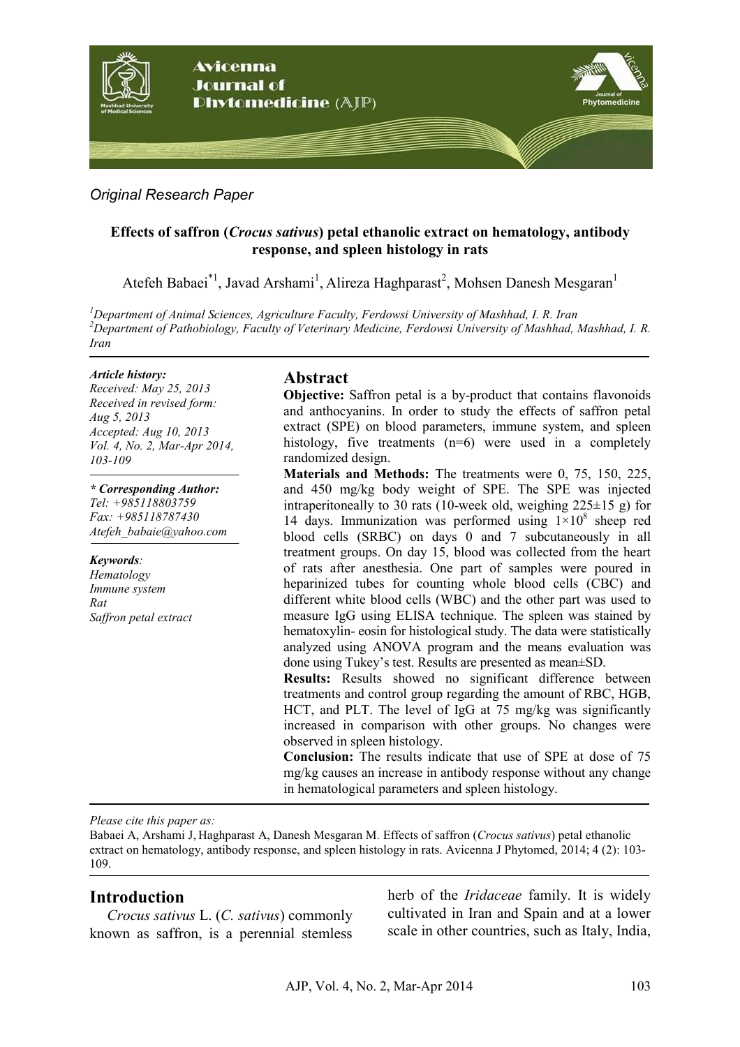*Original Research Paper*

# Effects of saffron (*Crocus sativus*) petal ethanolic extract on hematology, antibody response, and spleen histology in rats

Atefeh Babaei[*1], Javad Arshami[1], Alireza Haghparast[2], Mohsen Danesh Mesgaran[1]

[1] *Department of Animal Sciences, Agriculture Faculty, Ferdowsi University of Mashhad, I. R. Iran*
[2] *Department of Pathobiology, Faculty of Veterinary Medicine, Ferdowsi University of Mashhad, Mashhad, I. R. Iran*

***Article history:***
*Received: May 25, 2013*
*Received in revised form: Aug 5, 2013*
*Accepted: Aug 10, 2013*
*Vol. 4, No. 2, Mar-Apr 2014, 103-109*

***\* Corresponding Author:***
*Tel: +985118803759*
*Fax: +985118787430*
*Atefeh_babaie@yahoo.com*

***Keywords**:*
*Hematology*
*Immune system*
*Rat*
*Saffron petal extract*

## Abstract

**Objective:** Saffron petal is a by-product that contains flavonoids and anthocyanins. In order to study the effects of saffron petal extract (SPE) on blood parameters, immune system, and spleen histology, five treatments (n=6) were used in a completely randomized design.

**Materials and Methods:** The treatments were 0, 75, 150, 225, and 450 mg/kg body weight of SPE. The SPE was injected intraperitoneally to 30 rats (10-week old, weighing 225±15 g) for 14 days. Immunization was performed using $1\times10^{8}$ sheep red blood cells (SRBC) on days 0 and 7 subcutaneously in all treatment groups. On day 15, blood was collected from the heart of rats after anesthesia. One part of samples were poured in heparinized tubes for counting whole blood cells (CBC) and different white blood cells (WBC) and the other part was used to measure IgG using ELISA technique. The spleen was stained by hematoxylin- eosin for histological study. The data were statistically analyzed using ANOVA program and the means evaluation was done using Tukey's test. Results are presented as mean±SD.

**Results:** Results showed no significant difference between treatments and control group regarding the amount of RBC, HGB, HCT, and PLT. The level of IgG at 75 mg/kg was significantly increased in comparison with other groups. No changes were observed in spleen histology.

**Conclusion:** The results indicate that use of SPE at dose of 75 mg/kg causes an increase in antibody response without any change in hematological parameters and spleen histology.

*Please cite this paper as:*
Babaei A, Arshami J, Haghparast A, Danesh Mesgaran M. Effects of saffron (*Crocus sativus*) petal ethanolic extract on hematology, antibody response, and spleen histology in rats. Avicenna J Phytomed, 2014; 4 (2): 103-109.

## Introduction

*Crocus sativus* L. (*C. sativus*) commonly known as saffron, is a perennial stemless herb of the *Iridaceae* family. It is widely cultivated in Iran and Spain and at a lower scale in other countries, such as Italy, India,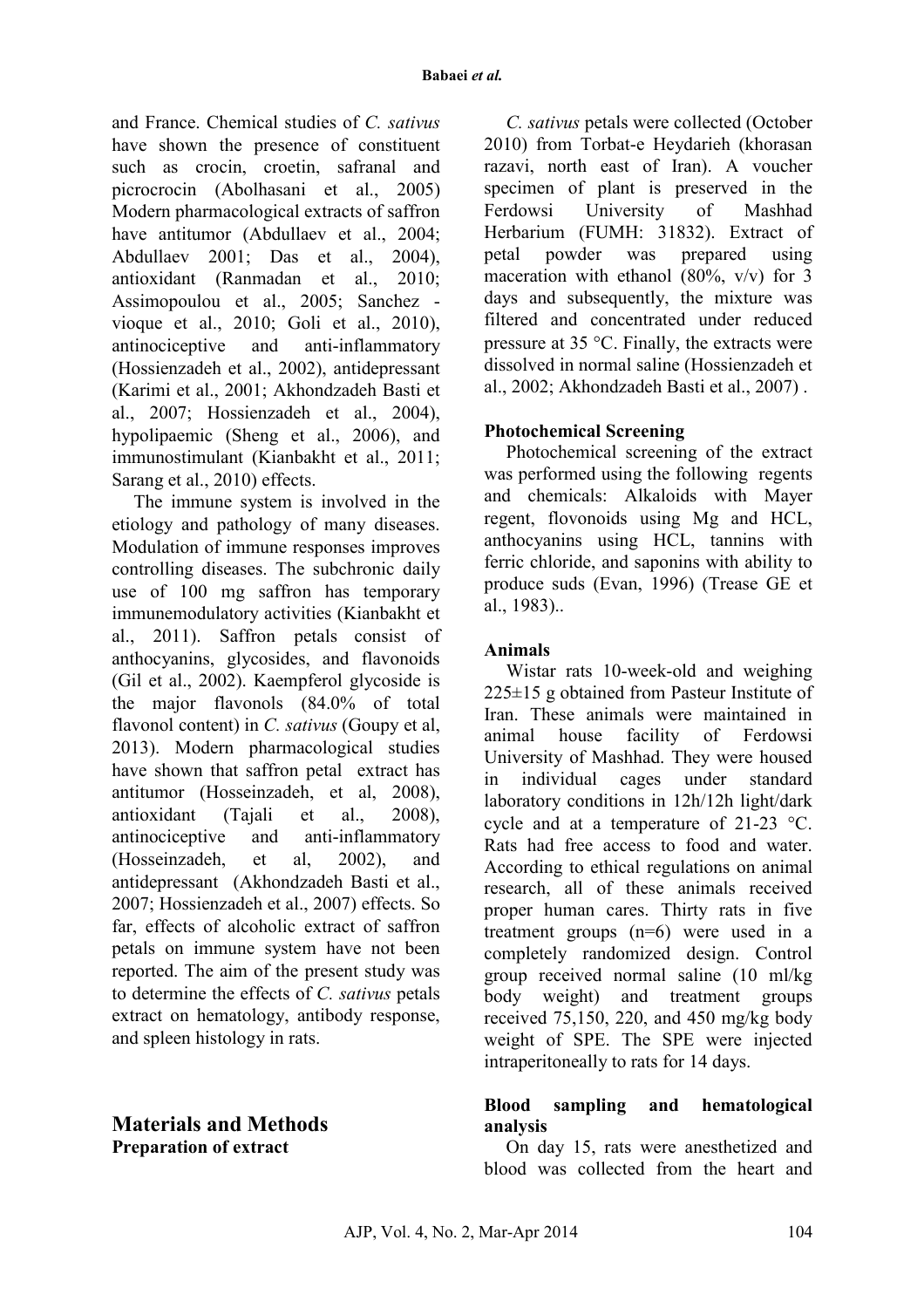and France. Chemical studies of *C. sativus* have shown the presence of constituent such as crocin, croetin, safranal and picrocrocin (Abolhasani et al., 2005) Modern pharmacological extracts of saffron have antitumor (Abdullaev et al., 2004; Abdullaev 2001; Das et al., 2004), antioxidant (Ranmadan et al., 2010; Assimopoulou et al., 2005; Sanchez - vioque et al., 2010; Goli et al., 2010), antinociceptive and anti-inflammatory (Hossienzadeh et al., 2002), antidepressant (Karimi et al., 2001; Akhondzadeh Basti et al., 2007; Hossienzadeh et al., 2004), hypolipaemic (Sheng et al., 2006), and immunostimulant (Kianbakht et al., 2011; Sarang et al., 2010) effects.

The immune system is involved in the etiology and pathology of many diseases. Modulation of immune responses improves controlling diseases. The subchronic daily use of 100 mg saffron has temporary immunemodulatory activities (Kianbakht et al., 2011). Saffron petals consist of anthocyanins, glycosides, and flavonoids (Gil et al., 2002). Kaempferol glycoside is the major flavonols (84.0% of total flavonol content) in *C. sativus* (Goupy et al, 2013). Modern pharmacological studies have shown that saffron petal extract has antitumor (Hosseinzadeh, et al, 2008), antioxidant (Tajali et al., 2008), antinociceptive and anti-inflammatory (Hosseinzadeh, et al, 2002), and antidepressant (Akhondzadeh Basti et al., 2007; Hossienzadeh et al., 2007) effects. So far, effects of alcoholic extract of saffron petals on immune system have not been reported. The aim of the present study was to determine the effects of *C. sativus* petals extract on hematology, antibody response, and spleen histology in rats.

## Materials and Methods

### Preparation of extract

*C. sativus* petals were collected (October 2010) from Torbat-e Heydarieh (khorasan razavi, north east of Iran). A voucher specimen of plant is preserved in the Ferdowsi University of Mashhad Herbarium (FUMH: 31832). Extract of petal powder was prepared using maceration with ethanol (80%, v/v) for 3 days and subsequently, the mixture was filtered and concentrated under reduced pressure at 35 °C. Finally, the extracts were dissolved in normal saline (Hossienzadeh et al., 2002; Akhondzadeh Basti et al., 2007) .

### Photochemical Screening

Photochemical screening of the extract was performed using the following regents and chemicals: Alkaloids with Mayer regent, flovonoids using Mg and HCL, anthocyanins using HCL, tannins with ferric chloride, and saponins with ability to produce suds (Evan, 1996) (Trease GE et al., 1983)..

### Animals

Wistar rats 10-week-old and weighing 225±15 g obtained from Pasteur Institute of Iran. These animals were maintained in animal house facility of Ferdowsi University of Mashhad. They were housed in individual cages under standard laboratory conditions in 12h/12h light/dark cycle and at a temperature of 21-23 °C. Rats had free access to food and water. According to ethical regulations on animal research, all of these animals received proper human cares. Thirty rats in five treatment groups (n=6) were used in a completely randomized design. Control group received normal saline (10 ml/kg body weight) and treatment groups received 75,150, 220, and 450 mg/kg body weight of SPE. The SPE were injected intraperitoneally to rats for 14 days.

### Blood sampling and hematological analysis

On day 15, rats were anesthetized and blood was collected from the heart and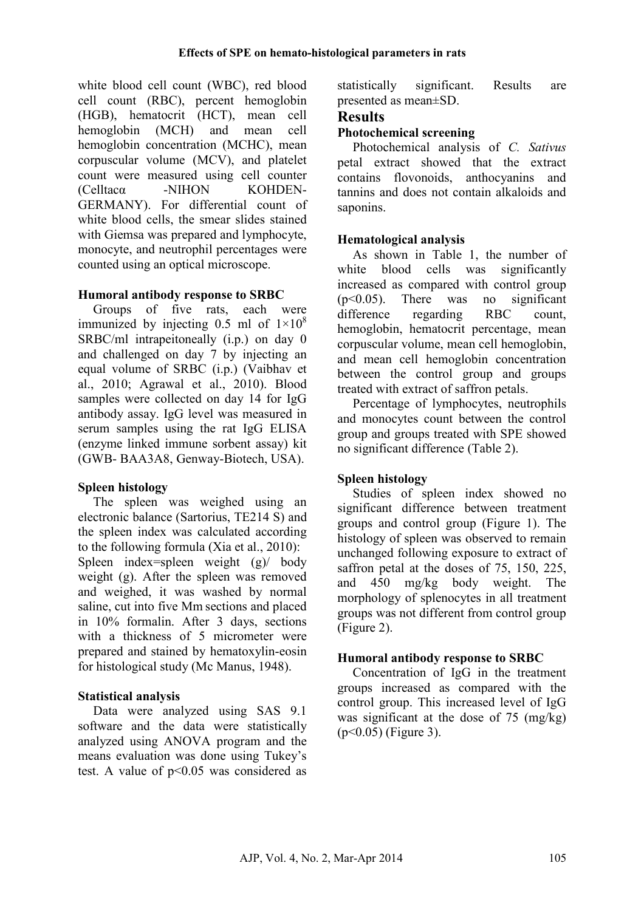white blood cell count (WBC), red blood cell count (RBC), percent hemoglobin (HGB), hematocrit (HCT), mean cell hemoglobin (MCH) and mean cell hemoglobin concentration (MCHC), mean corpuscular volume (MCV), and platelet count were measured using cell counter (Celltacα -NIHON KOHDEN-GERMANY). For differential count of white blood cells, the smear slides stained with Giemsa was prepared and lymphocyte, monocyte, and neutrophil percentages were counted using an optical microscope.

### Humoral antibody response to SRBC

Groups of five rats, each were immunized by injecting 0.5 ml of $1\times10^8$ SRBC/ml intrapeitoneally (i.p.) on day 0 and challenged on day 7 by injecting an equal volume of SRBC (i.p.) (Vaibhav et al., 2010; Agrawal et al., 2010). Blood samples were collected on day 14 for IgG antibody assay. IgG level was measured in serum samples using the rat IgG ELISA (enzyme linked immune sorbent assay) kit (GWB- BAA3A8, Genway-Biotech, USA).

### Spleen histology

The spleen was weighed using an electronic balance (Sartorius, TE214 S) and the spleen index was calculated according to the following formula (Xia et al., 2010):

Spleen index=spleen weight (g)/ body weight (g). After the spleen was removed and weighed, it was washed by normal saline, cut into five Mm sections and placed in 10% formalin. After 3 days, sections with a thickness of 5 micrometer were prepared and stained by hematoxylin-eosin for histological study (Mc Manus, 1948).

### Statistical analysis

Data were analyzed using SAS 9.1 software and the data were statistically analyzed using ANOVA program and the means evaluation was done using Tukey's test. A value of $p<0.05$ was considered as statistically significant. Results are presented as mean±SD.

## Results

### Photochemical screening

Photochemical analysis of *C. Sativus* petal extract showed that the extract contains flovonoids, anthocyanins and tannins and does not contain alkaloids and saponins.

### Hematological analysis

As shown in Table 1, the number of white blood cells was significantly increased as compared with control group ($p<0.05$). There was no significant difference regarding RBC count, hemoglobin, hematocrit percentage, mean corpuscular volume, mean cell hemoglobin, and mean cell hemoglobin concentration between the control group and groups treated with extract of saffron petals.

Percentage of lymphocytes, neutrophils and monocytes count between the control group and groups treated with SPE showed no significant difference (Table 2).

### Spleen histology

Studies of spleen index showed no significant difference between treatment groups and control group (Figure 1). The histology of spleen was observed to remain unchanged following exposure to extract of saffron petal at the doses of 75, 150, 225, and 450 mg/kg body weight. The morphology of splenocytes in all treatment groups was not different from control group (Figure 2).

### Humoral antibody response to SRBC

Concentration of IgG in the treatment groups increased as compared with the control group. This increased level of IgG was significant at the dose of 75 (mg/kg) ($p<0.05$) (Figure 3).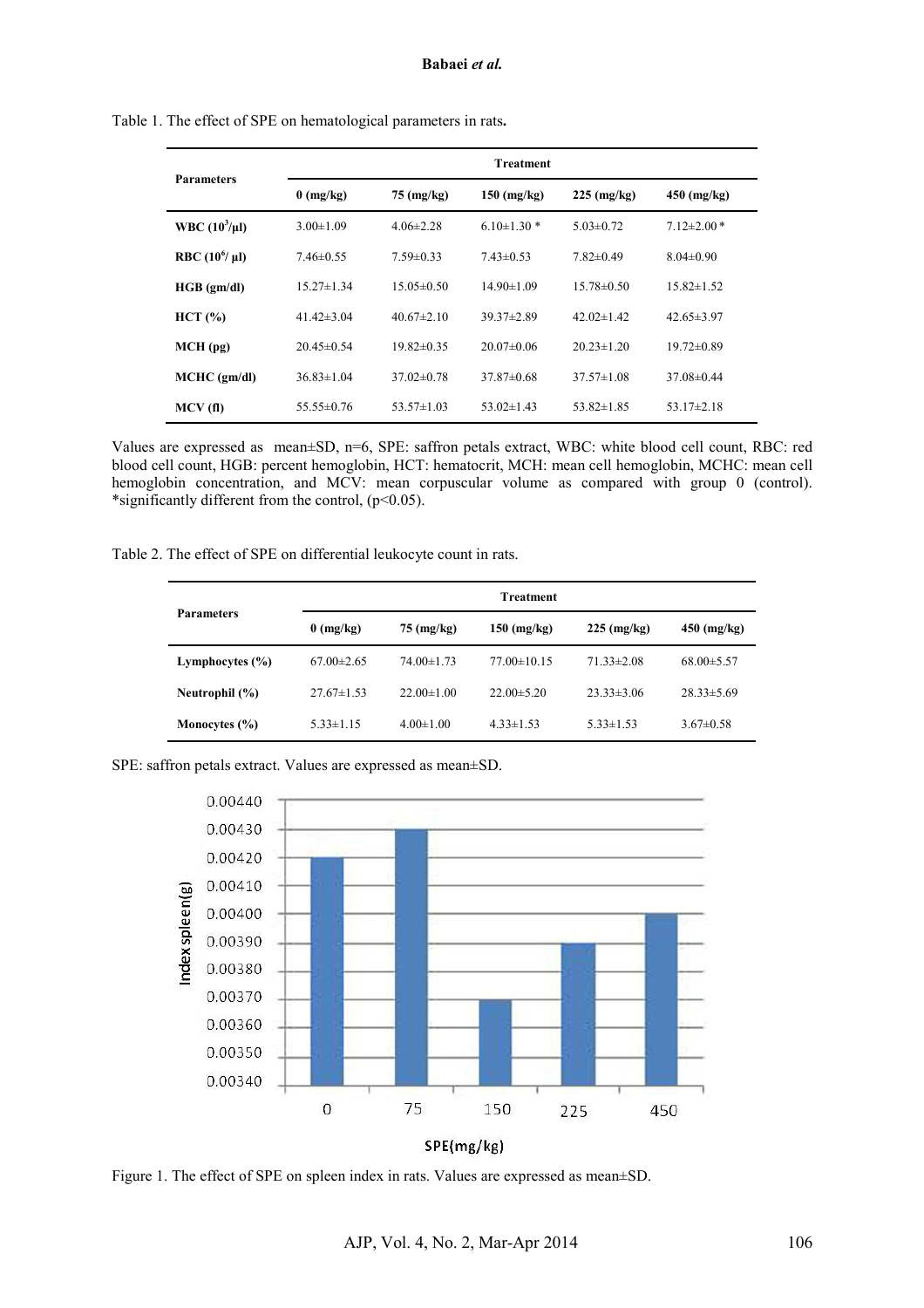Table 1. The effect of SPE on hematological parameters in rats**.**

| Parameters | Treatment | | | | |
|---|---|---|---|---|---|
| | 0 (mg/kg) | 75 (mg/kg) | 150 (mg/kg) | 225 (mg/kg) | 450 (mg/kg) |
| **WBC ($10^3$/µl)** | 3.00±1.09 | 4.06±2.28 | 6.10±1.30 * | 5.03±0.72 | 7.12±2.00 * |
| **RBC ($10^6$/ µl)** | 7.46±0.55 | 7.59±0.33 | 7.43±0.53 | 7.82±0.49 | 8.04±0.90 |
| **HGB (gm/dl)** | 15.27±1.34 | 15.05±0.50 | 14.90±1.09 | 15.78±0.50 | 15.82±1.52 |
| **HCT (%)** | 41.42±3.04 | 40.67±2.10 | 39.37±2.89 | 42.02±1.42 | 42.65±3.97 |
| **MCH (pg)** | 20.45±0.54 | 19.82±0.35 | 20.07±0.06 | 20.23±1.20 | 19.72±0.89 |
| **MCHC (gm/dl)** | 36.83±1.04 | 37.02±0.78 | 37.87±0.68 | 37.57±1.08 | 37.08±0.44 |
| **MCV (fl)** | 55.55±0.76 | 53.57±1.03 | 53.02±1.43 | 53.82±1.85 | 53.17±2.18 |

Values are expressed as mean±SD, n=6, SPE: saffron petals extract, WBC: white blood cell count, RBC: red blood cell count, HGB: percent hemoglobin, HCT: hematocrit, MCH: mean cell hemoglobin, MCHC: mean cell hemoglobin concentration, and MCV: mean corpuscular volume as compared with group 0 (control). *significantly different from the control, ($p<0.05$).

Table 2. The effect of SPE on differential leukocyte count in rats.

| Parameters | Treatment | | | | |
|---|---|---|---|---|---|
| | 0 (mg/kg) | 75 (mg/kg) | 150 (mg/kg) | 225 (mg/kg) | 450 (mg/kg) |
| **Lymphocytes (%)** | 67.00±2.65 | 74.00±1.73 | 77.00±10.15 | 71.33±2.08 | 68.00±5.57 |
| **Neutrophil (%)** | 27.67±1.53 | 22.00±1.00 | 22.00±5.20 | 23.33±3.06 | 28.33±5.69 |
| **Monocytes (%)** | 5.33±1.15 | 4.00±1.00 | 4.33±1.53 | 5.33±1.53 | 3.67±0.58 |

SPE: saffron petals extract. Values are expressed as mean±SD.

Figure 1. The effect of SPE on spleen index in rats. Values are expressed as mean±SD.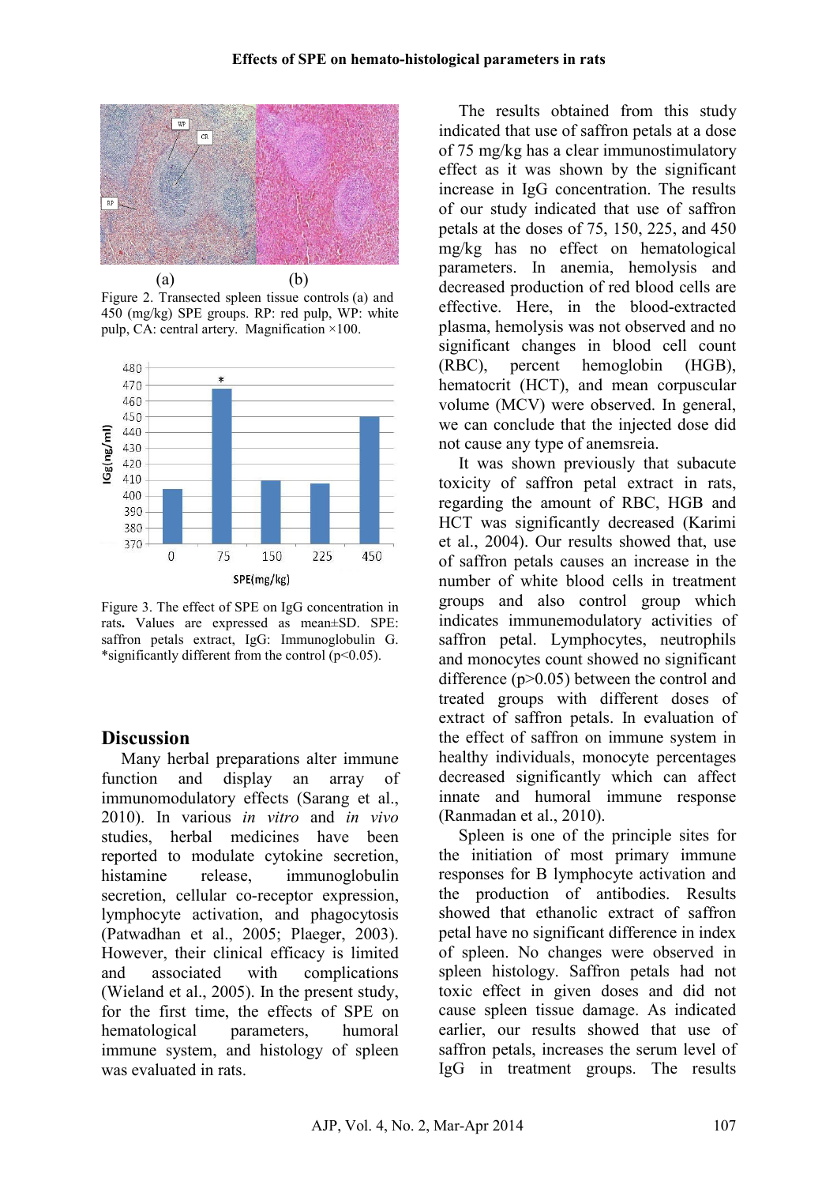Figure 2. Transected spleen tissue controls (a) and 450 (mg/kg) SPE groups. RP: red pulp, WP: white pulp, CA: central artery. Magnification ×100.

Figure 3. The effect of SPE on IgG concentration in rats. Values are expressed as mean±SD. SPE: saffron petals extract, IgG: Immunoglobulin G. *significantly different from the control ($p<0.05$).

## Discussion

Many herbal preparations alter immune function and display an array of immunomodulatory effects (Sarang et al., 2010). In various *in vitro* and *in vivo* studies, herbal medicines have been reported to modulate cytokine secretion, histamine release, immunoglobulin secretion, cellular co-receptor expression, lymphocyte activation, and phagocytosis (Patwadhan et al., 2005; Plaeger, 2003). However, their clinical efficacy is limited and associated with complications (Wieland et al., 2005). In the present study, for the first time, the effects of SPE on hematological parameters, humoral immune system, and histology of spleen was evaluated in rats.

The results obtained from this study indicated that use of saffron petals at a dose of 75 mg/kg has a clear immunostimulatory effect as it was shown by the significant increase in IgG concentration. The results of our study indicated that use of saffron petals at the doses of 75, 150, 225, and 450 mg/kg has no effect on hematological parameters. In anemia, hemolysis and decreased production of red blood cells are effective. Here, in the blood-extracted plasma, hemolysis was not observed and no significant changes in blood cell count (RBC), percent hemoglobin (HGB), hematocrit (HCT), and mean corpuscular volume (MCV) were observed. In general, we can conclude that the injected dose did not cause any type of anemsreia.

It was shown previously that subacute toxicity of saffron petal extract in rats, regarding the amount of RBC, HGB and HCT was significantly decreased (Karimi et al., 2004). Our results showed that, use of saffron petals causes an increase in the number of white blood cells in treatment groups and also control group which indicates immunemodulatory activities of saffron petal. Lymphocytes, neutrophils and monocytes count showed no significant difference ($p>0.05$) between the control and treated groups with different doses of extract of saffron petals. In evaluation of the effect of saffron on immune system in healthy individuals, monocyte percentages decreased significantly which can affect innate and humoral immune response (Ranmadan et al., 2010).

Spleen is one of the principle sites for the initiation of most primary immune responses for B lymphocyte activation and the production of antibodies. Results showed that ethanolic extract of saffron petal have no significant difference in index of spleen. No changes were observed in spleen histology. Saffron petals had not toxic effect in given doses and did not cause spleen tissue damage. As indicated earlier, our results showed that use of saffron petals, increases the serum level of IgG in treatment groups. The results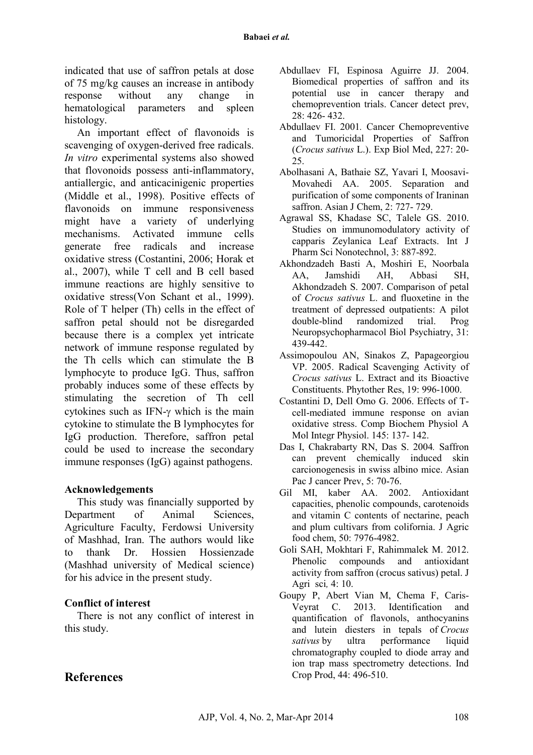indicated that use of saffron petals at dose of 75 mg/kg causes an increase in antibody response without any change in hematological parameters and spleen histology.

An important effect of flavonoids is scavenging of oxygen-derived free radicals. *In vitro* experimental systems also showed that flovonoids possess anti-inflammatory, antiallergic, and anticacinigenic properties (Middle et al., 1998). Positive effects of flavonoids on immune responsiveness might have a variety of underlying mechanisms. Activated immune cells generate free radicals and increase oxidative stress (Costantini, 2006; Horak et al., 2007), while T cell and B cell based immune reactions are highly sensitive to oxidative stress(Von Schant et al., 1999). Role of T helper (Th) cells in the effect of saffron petal should not be disregarded because there is a complex yet intricate network of immune response regulated by the Th cells which can stimulate the B lymphocyte to produce IgG. Thus, saffron probably induces some of these effects by stimulating the secretion of Th cell cytokines such as IFN-γ which is the main cytokine to stimulate the B lymphocytes for IgG production. Therefore, saffron petal could be used to increase the secondary immune responses (IgG) against pathogens.

### Acknowledgements

This study was financially supported by Department of Animal Sciences, Agriculture Faculty, Ferdowsi University of Mashhad, Iran. The authors would like to thank Dr. Hossien Hossienzade (Mashhad university of Medical science) for his advice in the present study.

### Conflict of interest

There is not any conflict of interest in this study.

## References

Abdullaev FI, Espinosa Aguirre JJ. 2004. Biomedical properties of saffron and its potential use in cancer therapy and chemoprevention trials. Cancer detect prev, 28: 426- 432.

Abdullaev FI. 2001. Cancer Chemopreventive and Tumoricidal Properties of Saffron (*Crocus sativus* L.). Exp Biol Med, 227: 20-25.

Abolhasani A, Bathaie SZ, Yavari I, Moosavi-Movahedi AA. 2005. Separation and purification of some components of Iraninan saffron. Asian J Chem, 2: 727- 729.

Agrawal SS, Khadase SC, Talele GS. 2010. Studies on immunomodulatory activity of capparis Zeylanica Leaf Extracts. Int J Pharm Sci Nonotechnol, 3: 887-892.

Akhondzadeh Basti A, Moshiri E, Noorbala AA, Jamshidi AH, Abbasi SH, Akhondzadeh S. 2007. Comparison of petal of *Crocus sativus* L. and fluoxetine in the treatment of depressed outpatients: A pilot double-blind randomized trial. Prog Neuropsychopharmacol Biol Psychiatry, 31: 439-442.

Assimopoulou AN, Sinakos Z, Papageorgiou VP. 2005. Radical Scavenging Activity of *Crocus sativus* L. Extract and its Bioactive Constituents. Phytother Res, 19: 996-1000.

Costantini D, Dell Omo G. 2006. Effects of T-cell-mediated immune response on avian oxidative stress. Comp Biochem Physiol A Mol Integr Physiol. 145: 137- 142.

Das I, Chakrabarty RN, Das S. 2004. Saffron can prevent chemically induced skin carcionogenesis in swiss albino mice. Asian Pac J cancer Prev, 5: 70-76.

Gil MI, kaber AA. 2002. Antioxidant capacities, phenolic compounds, carotenoids and vitamin C contents of nectarine, peach and plum cultivars from colifornia. J Agric food chem, 50: 7976-4982.

Goli SAH, Mokhtari F, Rahimmalek M. 2012. Phenolic compounds and antioxidant activity from saffron (crocus sativus) petal. J Agri sci, 4: 10.

Goupy P, Abert Vian M, Chema F, Caris-Veyrat C. 2013. Identification and quantification of flavonols, anthocyanins and lutein diesters in tepals of *Crocus sativus* by ultra performance liquid chromatography coupled to diode array and ion trap mass spectrometry detections. Ind Crop Prod, 44: 496-510.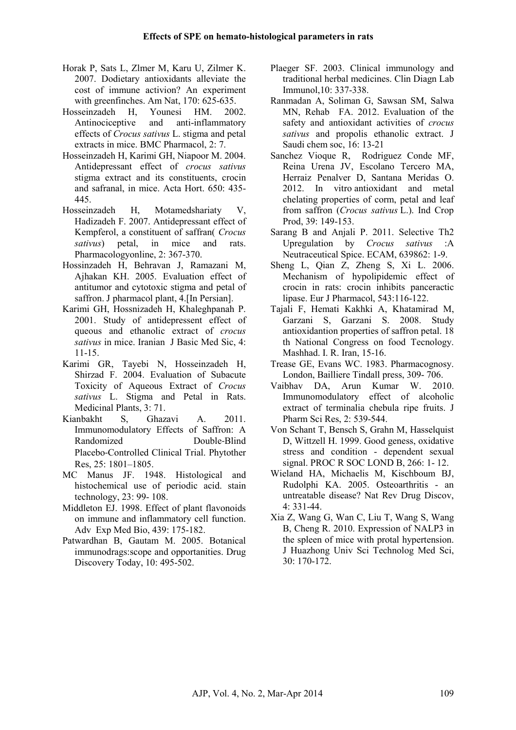Horak P, Sats L, Zlmer M, Karu U, Zilmer K. 2007. Dodietary antioxidants alleviate the cost of immune activion? An experiment with greenfinches. Am Nat, 170: 625-635.

Hosseinzadeh H, Younesi HM. 2002. Antinociceptive and anti-inflammatory effects of *Crocus sativus* L. stigma and petal extracts in mice. BMC Pharmacol, 2: 7.

Hosseinzadeh H, Karimi GH, Niapoor M. 2004. Antidepressant effect of *crocus sativus* stigma extract and its constituents, crocin and safranal, in mice. Acta Hort. 650: 435-445.

Hosseinzadeh H, Motamedshariaty V, Hadizadeh F. 2007. Antidepressant effect of Kempferol, a constituent of saffran( *Crocus sativus*) petal, in mice and rats. Pharmacologyonline, 2: 367-370.

Hossinzadeh H, Behravan J, Ramazani M, Ajhakan KH. 2005. Evaluation effect of antitumor and cytotoxic stigma and petal of saffron. J pharmacol plant, 4.[In Persian].

Karimi GH, Hossnizadeh H, Khaleghpanah P. 2001. Study of antidepressent effect of queous and ethanolic extract of *crocus sativus* in mice. Iranian J Basic Med Sic, 4: 11-15.

Karimi GR, Tayebi N, Hosseinzadeh H, Shirzad F. 2004. Evaluation of Subacute Toxicity of Aqueous Extract of *Crocus sativus* L. Stigma and Petal in Rats. Medicinal Plants, 3: 71.

Kianbakht S, Ghazavi A. 2011. Immunomodulatory Effects of Saffron: A Randomized Double-Blind Placebo-Controlled Clinical Trial. Phytother Res, 25: 1801–1805.

MC Manus JF. 1948. Histological and histochemical use of periodic acid. stain technology, 23: 99- 108.

Middleton EJ. 1998. Effect of plant flavonoids on immune and inflammatory cell function. Adv Exp Med Bio, 439: 175-182.

Patwardhan B, Gautam M. 2005. Botanical immunodrags:scope and opportanities. Drug Discovery Today, 10: 495-502.

Plaeger SF. 2003. Clinical immunology and traditional herbal medicines. Clin Diagn Lab Immunol,10: 337-338.

Ranmadan A, Soliman G, Sawsan SM, Salwa MN, Rehab FA. 2012. Evaluation of the safety and antioxidant activities of *crocus sativus* and propolis ethanolic extract. J Saudi chem soc, 16: 13-21

Sanchez Vioque R, Rodriguez Conde MF, Reina Urena JV, Escolano Tercero MA, Herraiz Penalver D, Santana Meridas O. 2012. In vitro antioxidant and metal chelating properties of corm, petal and leaf from saffron (*Crocus sativus* L.). Ind Crop Prod, 39: 149-153.

Sarang B and Anjali P. 2011. Selective Th2 Upregulation by *Crocus sativus* :A Neutraceutical Spice. ECAM, 639862: 1-9.

Sheng L, Qian Z, Zheng S, Xi L. 2006. Mechanism of hypolipidemic effect of crocin in rats: crocin inhibits panceractic lipase. Eur J Pharmacol, 543:116-122.

Tajali F, Hemati Kakhki A, Khatamirad M, Garzani S, Garzani S. 2008. Study antioxidantion properties of saffron petal. 18 th National Congress on food Tecnology. Mashhad. I. R. Iran, 15-16.

Trease GE, Evans WC. 1983. Pharmacognosy. London, Bailliere Tindall press, 309- 706.

Vaibhav DA, Arun Kumar W. 2010. Immunomodulatory effect of alcoholic extract of terminalia chebula ripe fruits. J Pharm Sci Res, 2: 539-544.

Von Schant T, Bensch S, Grahn M, Hasselquist D, Wittzell H. 1999. Good geness, oxidative stress and condition - dependent sexual signal. PROC R SOC LOND B, 266: 1- 12.

Wieland HA, Michaelis M, Kischboum BJ, Rudolphi KA. 2005. Osteoarthritis - an untreatable disease? Nat Rev Drug Discov, 4: 331-44.

Xia Z, Wang G, Wan C, Liu T, Wang S, Wang B, Cheng R. 2010. Expression of NALP3 in the spleen of mice with protal hypertension. J Huazhong Univ Sci Technolog Med Sci, 30: 170-172.